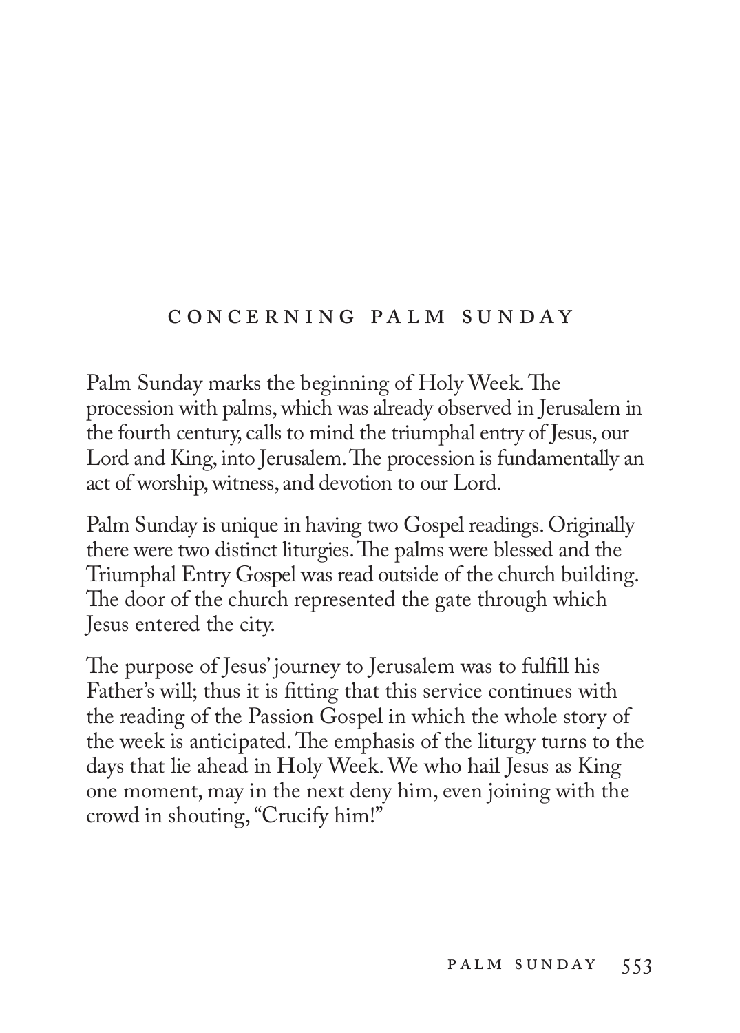## CONCERNING PALM SUNDAY

Palm Sunday marks the beginning of Holy Week. The procession with palms, which was already observed in Jerusalem in the fourth century, calls to mind the triumphal entry of Jesus, our Lord and King, into Jerusalem. The procession is fundamentally an act of worship, witness, and devotion to our Lord.

Palm Sunday is unique in having two Gospel readings. Originally there were two distinct liturgies. The palms were blessed and the Triumphal Entry Gospel was read outside of the church building. The door of the church represented the gate through which Jesus entered the city.

The purpose of Jesus' journey to Jerusalem was to fulfill his Father's will; thus it is fitting that this service continues with the reading of the Passion Gospel in which the whole story of the week is anticipated. The emphasis of the liturgy turns to the days that lie ahead in Holy Week. We who hail Jesus as King one moment, may in the next deny him, even joining with the crowd in shouting, "Crucify him!"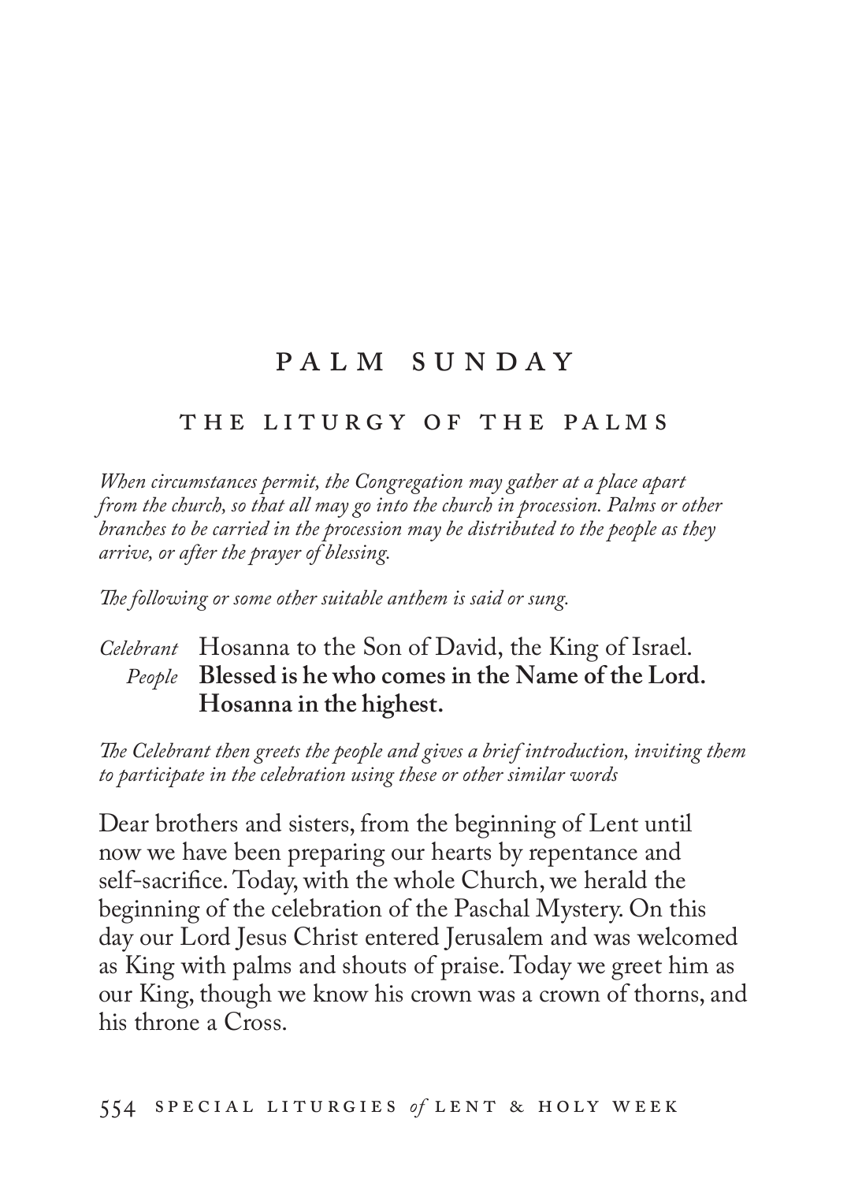# PALM SUNDAY

## THE LITURGY OF THE PALMS

*When circumstances permit, the Congregation may gather at a place apart from the church, so that all may go into the church in procession. Palms or other branches to be carried in the procession may be distributed to the people as they arrive, or after the prayer of blessing.*

*The following or some other suitable anthem is said or sung.*

*Celebrant* Hosanna to the Son of David, the King of Israel.
*People* **Blessed is he who comes in the Name of the Lord. Hosanna in the highest.**

*The Celebrant then greets the people and gives a brief introduction, inviting them to participate in the celebration using these or other similar words*

Dear brothers and sisters, from the beginning of Lent until now we have been preparing our hearts by repentance and self-sacrifice. Today, with the whole Church, we herald the beginning of the celebration of the Paschal Mystery. On this day our Lord Jesus Christ entered Jerusalem and was welcomed as King with palms and shouts of praise. Today we greet him as our King, though we know his crown was a crown of thorns, and his throne a Cross.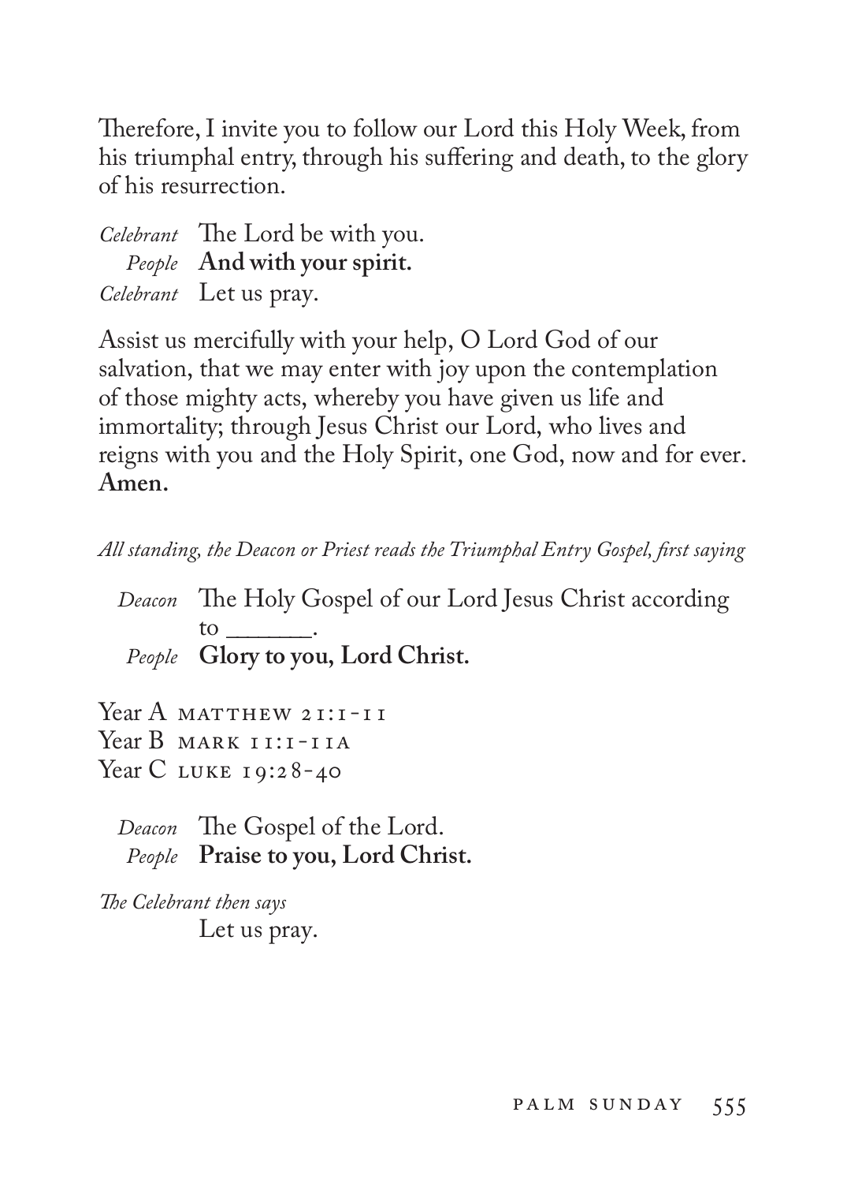Therefore, I invite you to follow our Lord this Holy Week, from his triumphal entry, through his suffering and death, to the glory of his resurrection.

*Celebrant* The Lord be with you.
*People* **And with your spirit.**
*Celebrant* Let us pray.

Assist us mercifully with your help, O Lord God of our salvation, that we may enter with joy upon the contemplation of those mighty acts, whereby you have given us life and immortality; through Jesus Christ our Lord, who lives and reigns with you and the Holy Spirit, one God, now and for ever. **Amen.**

*All standing, the Deacon or Priest reads the Triumphal Entry Gospel, first saying*

*Deacon* The Holy Gospel of our Lord Jesus Christ according to ______.
*People* **Glory to you, Lord Christ.**

Year A MATTHEW 21:1-11
Year B MARK 11:1-11A
Year C LUKE 19:28-40

*Deacon* The Gospel of the Lord.
*People* **Praise to you, Lord Christ.**

*The Celebrant then says*
Let us pray.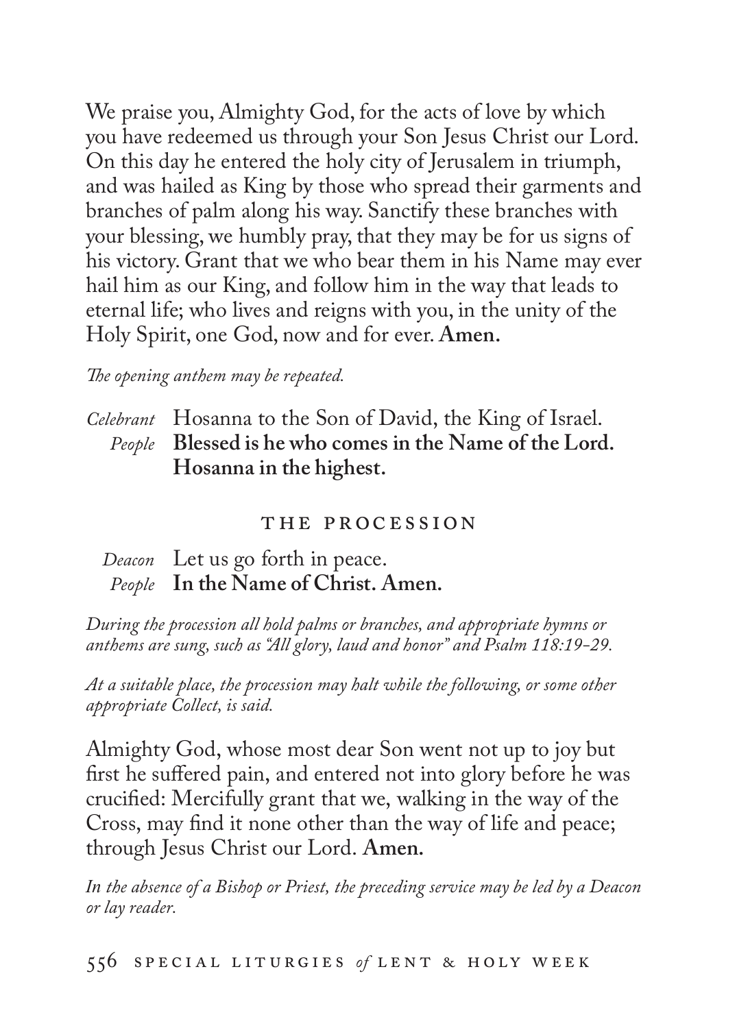We praise you, Almighty God, for the acts of love by which you have redeemed us through your Son Jesus Christ our Lord. On this day he entered the holy city of Jerusalem in triumph, and was hailed as King by those who spread their garments and branches of palm along his way. Sanctify these branches with your blessing, we humbly pray, that they may be for us signs of his victory. Grant that we who bear them in his Name may ever hail him as our King, and follow him in the way that leads to eternal life; who lives and reigns with you, in the unity of the Holy Spirit, one God, now and for ever. **Amen.**

*The opening anthem may be repeated.*

*Celebrant* Hosanna to the Son of David, the King of Israel.
*People* **Blessed is he who comes in the Name of the Lord. Hosanna in the highest.**

## The Procession

*Deacon* Let us go forth in peace.
*People* **In the Name of Christ. Amen.**

*During the procession all hold palms or branches, and appropriate hymns or anthems are sung, such as "All glory, laud and honor" and Psalm 118:19-29.*

*At a suitable place, the procession may halt while the following, or some other appropriate Collect, is said.*

Almighty God, whose most dear Son went not up to joy but first he suffered pain, and entered not into glory before he was crucified: Mercifully grant that we, walking in the way of the Cross, may find it none other than the way of life and peace; through Jesus Christ our Lord. **Amen.**

*In the absence of a Bishop or Priest, the preceding service may be led by a Deacon or lay reader.*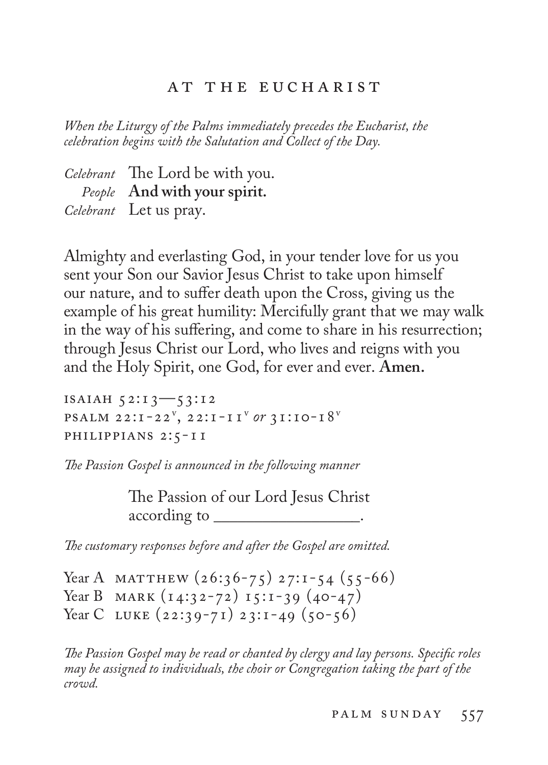## AT THE EUCHARIST

*When the Liturgy of the Palms immediately precedes the Eucharist, the celebration begins with the Salutation and Collect of the Day.*

*Celebrant* The Lord be with you.
*People* **And with your spirit.**
*Celebrant* Let us pray.

Almighty and everlasting God, in your tender love for us you sent your Son our Savior Jesus Christ to take upon himself our nature, and to suffer death upon the Cross, giving us the example of his great humility: Mercifully grant that we may walk in the way of his suffering, and come to share in his resurrection; through Jesus Christ our Lord, who lives and reigns with you and the Holy Spirit, one God, for ever and ever. **Amen.**

ISAIAH 52:13—53:12
PSALM 22:1-22[v], 22:1-11[v] *or* 31:10-18[v]
PHILIPPIANS 2:5-11

*The Passion Gospel is announced in the following manner*

The Passion of our Lord Jesus Christ
according to ________________.

*The customary responses before and after the Gospel are omitted.*

Year A MATTHEW (26:36-75) 27:1-54 (55-66)
Year B MARK (14:32-72) 15:1-39 (40-47)
Year C LUKE (22:39-71) 23:1-49 (50-56)

*The Passion Gospel may be read or chanted by clergy and lay persons. Specific roles may be assigned to individuals, the choir or Congregation taking the part of the crowd.*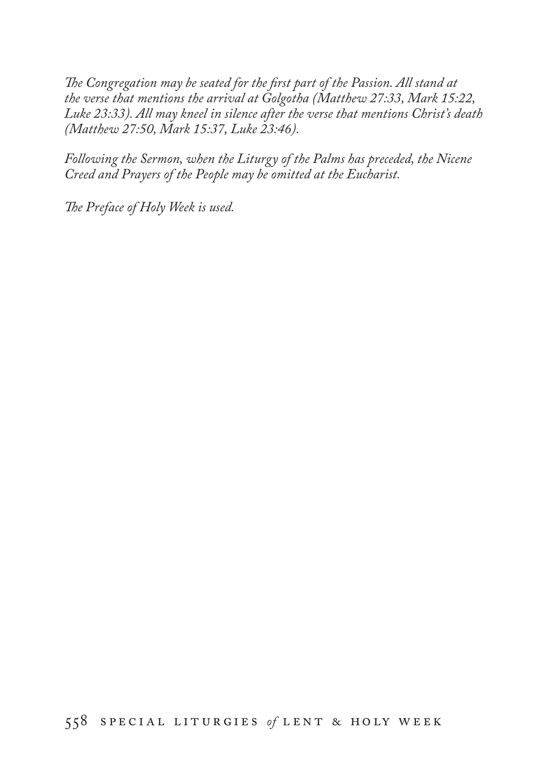*The Congregation may be seated for the first part of the Passion. All stand at the verse that mentions the arrival at Golgotha (Matthew 27:33, Mark 15:22, Luke 23:33). All may kneel in silence after the verse that mentions Christ's death (Matthew 27:50, Mark 15:37, Luke 23:46).*

*Following the Sermon, when the Liturgy of the Palms has preceded, the Nicene Creed and Prayers of the People may be omitted at the Eucharist.*

*The Preface of Holy Week is used.*